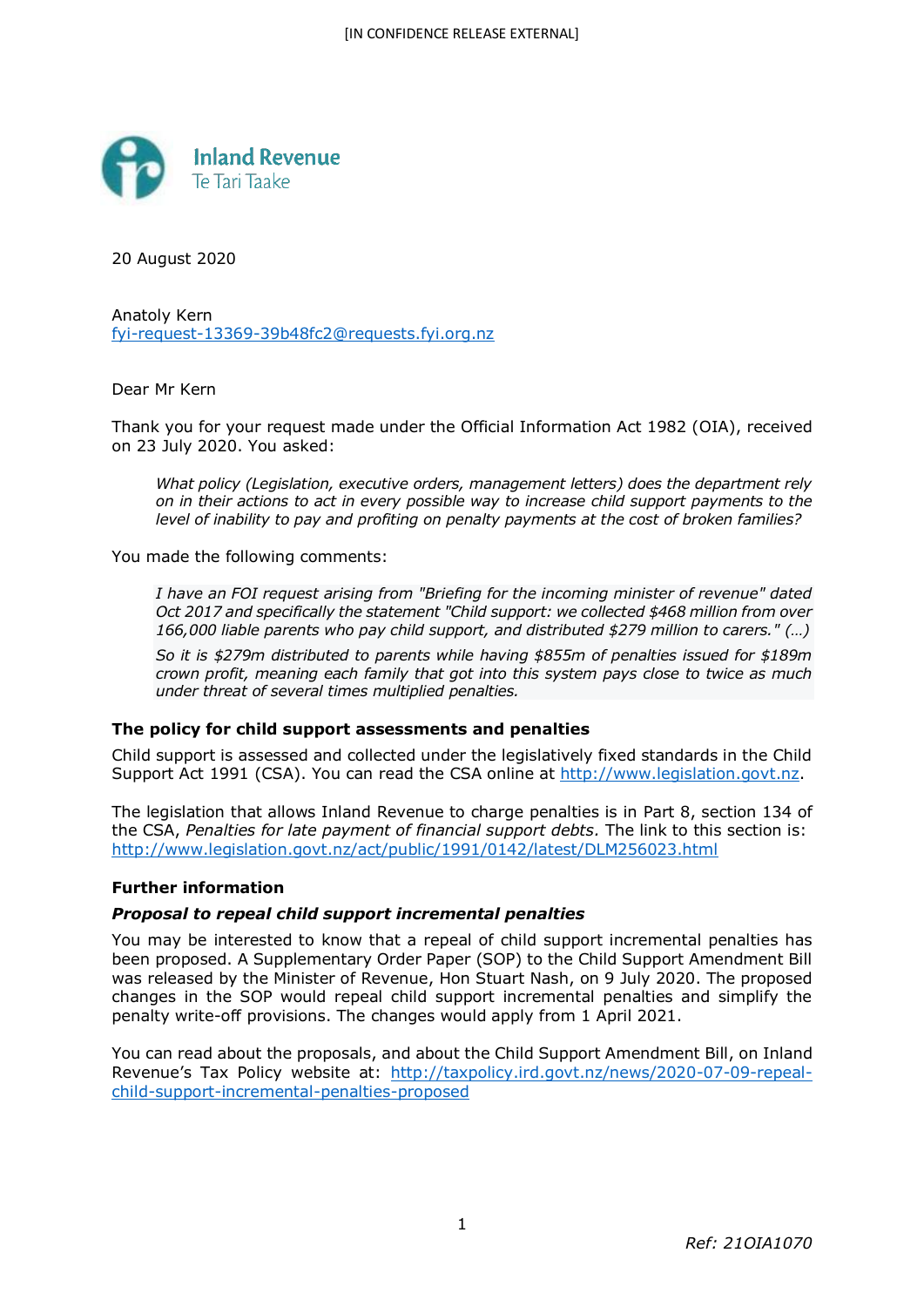[IN CONFIDENCE RELEASE EXTERNAL]

Inland Revenue
Te Tari Taake

20 August 2020

Anatoly Kern
fyi-request-13369-39b48fc2@requests.fyi.org.nz

Dear Mr Kern

Thank you for your request made under the Official Information Act 1982 (OIA), received on 23 July 2020. You asked:

> *What policy (Legislation, executive orders, management letters) does the department rely on in their actions to act in every possible way to increase child support payments to the level of inability to pay and profiting on penalty payments at the cost of broken families?*

You made the following comments:

> *I have an FOI request arising from "Briefing for the incoming minister of revenue" dated Oct 2017 and specifically the statement "Child support: we collected $468 million from over 166,000 liable parents who pay child support, and distributed $279 million to carers." (…)*
>
> *So it is $279m distributed to parents while having $855m of penalties issued for $189m crown profit, meaning each family that got into this system pays close to twice as much under threat of several times multiplied penalties.*

**The policy for child support assessments and penalties**

Child support is assessed and collected under the legislatively fixed standards in the Child Support Act 1991 (CSA). You can read the CSA online at http://www.legislation.govt.nz.

The legislation that allows Inland Revenue to charge penalties is in Part 8, section 134 of the CSA, *Penalties for late payment of financial support debts.* The link to this section is: http://www.legislation.govt.nz/act/public/1991/0142/latest/DLM256023.html

**Further information**

***Proposal to repeal child support incremental penalties***

You may be interested to know that a repeal of child support incremental penalties has been proposed. A Supplementary Order Paper (SOP) to the Child Support Amendment Bill was released by the Minister of Revenue, Hon Stuart Nash, on 9 July 2020. The proposed changes in the SOP would repeal child support incremental penalties and simplify the penalty write-off provisions. The changes would apply from 1 April 2021.

You can read about the proposals, and about the Child Support Amendment Bill, on Inland Revenue's Tax Policy website at: http://taxpolicy.ird.govt.nz/news/2020-07-09-repeal-child-support-incremental-penalties-proposed

*Ref: 21OIA1070*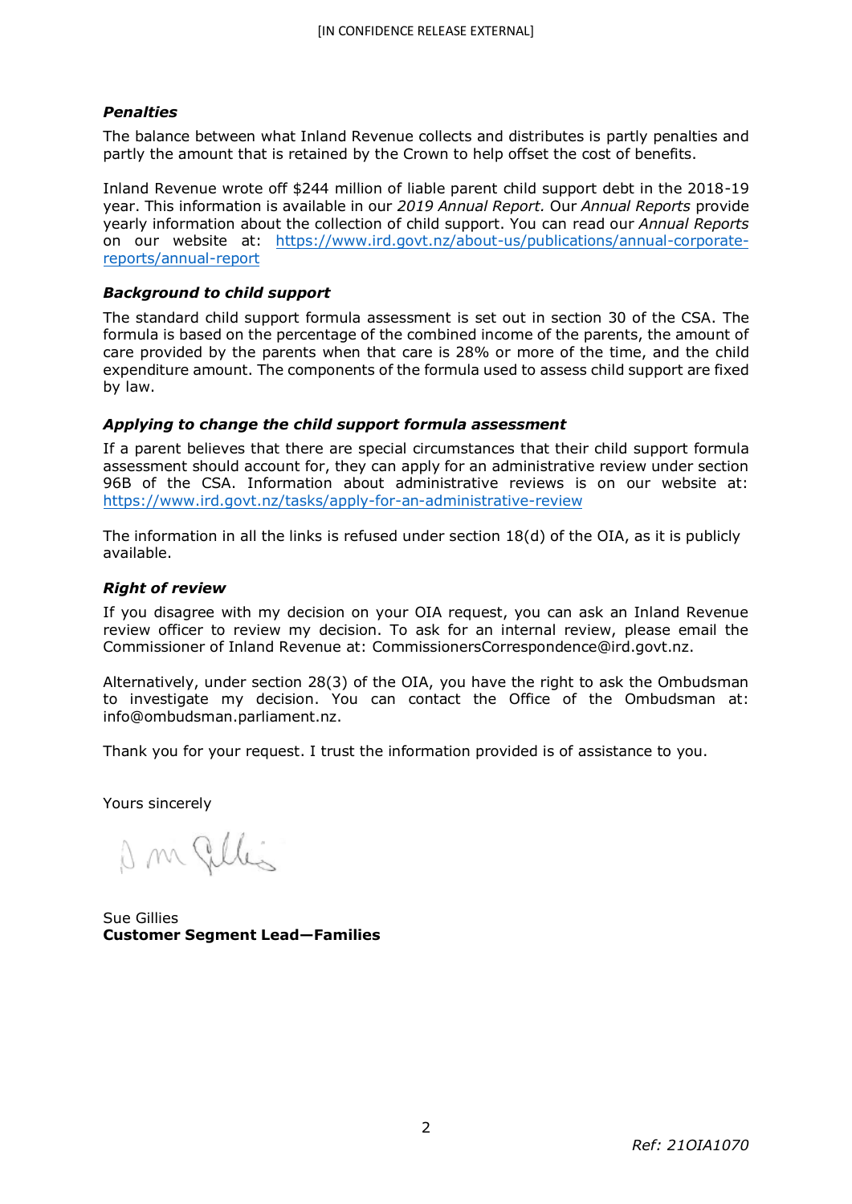### *Penalties*

The balance between what Inland Revenue collects and distributes is partly penalties and partly the amount that is retained by the Crown to help offset the cost of benefits.

Inland Revenue wrote off $244 million of liable parent child support debt in the 2018-19 year. This information is available in our *2019 Annual Report.* Our *Annual Reports* provide yearly information about the collection of child support. You can read our *Annual Reports* on our website at: https://www.ird.govt.nz/about-us/publications/annual-corporate-reports/annual-report

### *Background to child support*

The standard child support formula assessment is set out in section 30 of the CSA. The formula is based on the percentage of the combined income of the parents, the amount of care provided by the parents when that care is 28% or more of the time, and the child expenditure amount. The components of the formula used to assess child support are fixed by law.

### *Applying to change the child support formula assessment*

If a parent believes that there are special circumstances that their child support formula assessment should account for, they can apply for an administrative review under section 96B of the CSA. Information about administrative reviews is on our website at: https://www.ird.govt.nz/tasks/apply-for-an-administrative-review

The information in all the links is refused under section 18(d) of the OIA, as it is publicly available.

### *Right of review*

If you disagree with my decision on your OIA request, you can ask an Inland Revenue review officer to review my decision. To ask for an internal review, please email the Commissioner of Inland Revenue at: CommissionersCorrespondence@ird.govt.nz.

Alternatively, under section 28(3) of the OIA, you have the right to ask the Ombudsman to investigate my decision. You can contact the Office of the Ombudsman at: info@ombudsman.parliament.nz.

Thank you for your request. I trust the information provided is of assistance to you.

Yours sincerely

Sue Gillies
**Customer Segment Lead—Families**

Ref: 21OIA1070